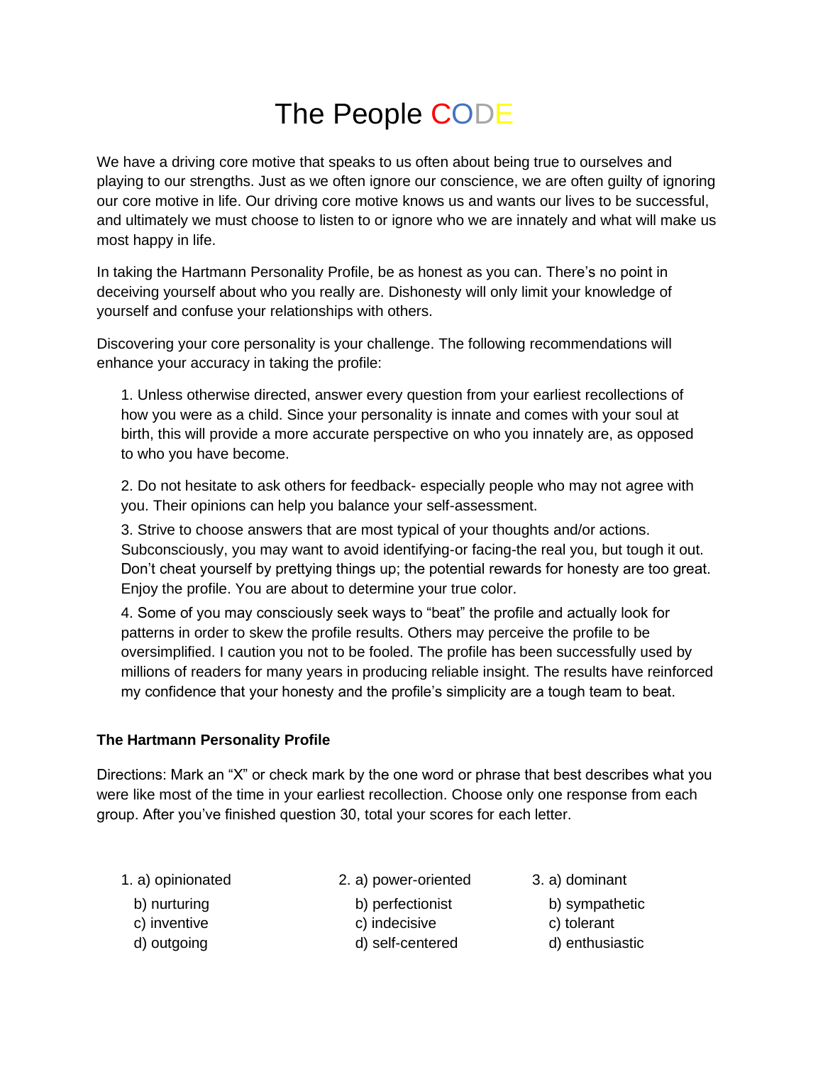# The People CODE

We have a driving core motive that speaks to us often about being true to ourselves and playing to our strengths. Just as we often ignore our conscience, we are often guilty of ignoring our core motive in life. Our driving core motive knows us and wants our lives to be successful, and ultimately we must choose to listen to or ignore who we are innately and what will make us most happy in life.

In taking the Hartmann Personality Profile, be as honest as you can. There's no point in deceiving yourself about who you really are. Dishonesty will only limit your knowledge of yourself and confuse your relationships with others.

Discovering your core personality is your challenge. The following recommendations will enhance your accuracy in taking the profile:

1. Unless otherwise directed, answer every question from your earliest recollections of how you were as a child. Since your personality is innate and comes with your soul at birth, this will provide a more accurate perspective on who you innately are, as opposed to who you have become.

2. Do not hesitate to ask others for feedback- especially people who may not agree with you. Their opinions can help you balance your self-assessment.

3. Strive to choose answers that are most typical of your thoughts and/or actions. Subconsciously, you may want to avoid identifying-or facing-the real you, but tough it out. Don't cheat yourself by prettying things up; the potential rewards for honesty are too great. Enjoy the profile. You are about to determine your true color.

4. Some of you may consciously seek ways to "beat" the profile and actually look for patterns in order to skew the profile results. Others may perceive the profile to be oversimplified. I caution you not to be fooled. The profile has been successfully used by millions of readers for many years in producing reliable insight. The results have reinforced my confidence that your honesty and the profile's simplicity are a tough team to beat.

**The Hartmann Personality Profile**

Directions: Mark an "X" or check mark by the one word or phrase that best describes what you were like most of the time in your earliest recollection. Choose only one response from each group. After you've finished question 30, total your scores for each letter.

1. a) opinionated
   b) nurturing
   c) inventive
   d) outgoing

2. a) power-oriented
   b) perfectionist
   c) indecisive
   d) self-centered

3. a) dominant
   b) sympathetic
   c) tolerant
   d) enthusiastic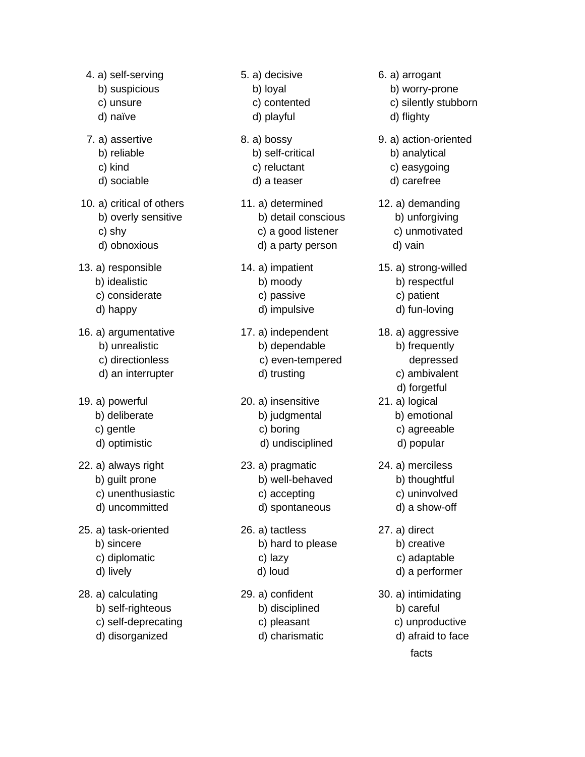4. a) self-serving
   b) suspicious
   c) unsure
   d) naïve

5. a) decisive
   b) loyal
   c) contented
   d) playful

6. a) arrogant
   b) worry-prone
   c) silently stubborn
   d) flighty

7. a) assertive
   b) reliable
   c) kind
   d) sociable

8. a) bossy
   b) self-critical
   c) reluctant
   d) a teaser

9. a) action-oriented
   b) analytical
   c) easygoing
   d) carefree

10. a) critical of others
    b) overly sensitive
    c) shy
    d) obnoxious

11. a) determined
    b) detail conscious
    c) a good listener
    d) a party person

12. a) demanding
    b) unforgiving
    c) unmotivated
    d) vain

13. a) responsible
    b) idealistic
    c) considerate
    d) happy

14. a) impatient
    b) moody
    c) passive
    d) impulsive

15. a) strong-willed
    b) respectful
    c) patient
    d) fun-loving

16. a) argumentative
    b) unrealistic
    c) directionless
    d) an interrupter

17. a) independent
    b) dependable
    c) even-tempered
    d) trusting

18. a) aggressive
    b) frequently depressed
    c) ambivalent
    d) forgetful

19. a) powerful
    b) deliberate
    c) gentle
    d) optimistic

20. a) insensitive
    b) judgmental
    c) boring
    d) undisciplined

21. a) logical
    b) emotional
    c) agreeable
    d) popular

22. a) always right
    b) guilt prone
    c) unenthusiastic
    d) uncommitted

23. a) pragmatic
    b) well-behaved
    c) accepting
    d) spontaneous

24. a) merciless
    b) thoughtful
    c) uninvolved
    d) a show-off

25. a) task-oriented
    b) sincere
    c) diplomatic
    d) lively

26. a) tactless
    b) hard to please
    c) lazy
    d) loud

27. a) direct
    b) creative
    c) adaptable
    d) a performer

28. a) calculating
    b) self-righteous
    c) self-deprecating
    d) disorganized

29. a) confident
    b) disciplined
    c) pleasant
    d) charismatic

30. a) intimidating
    b) careful
    c) unproductive
    d) afraid to face facts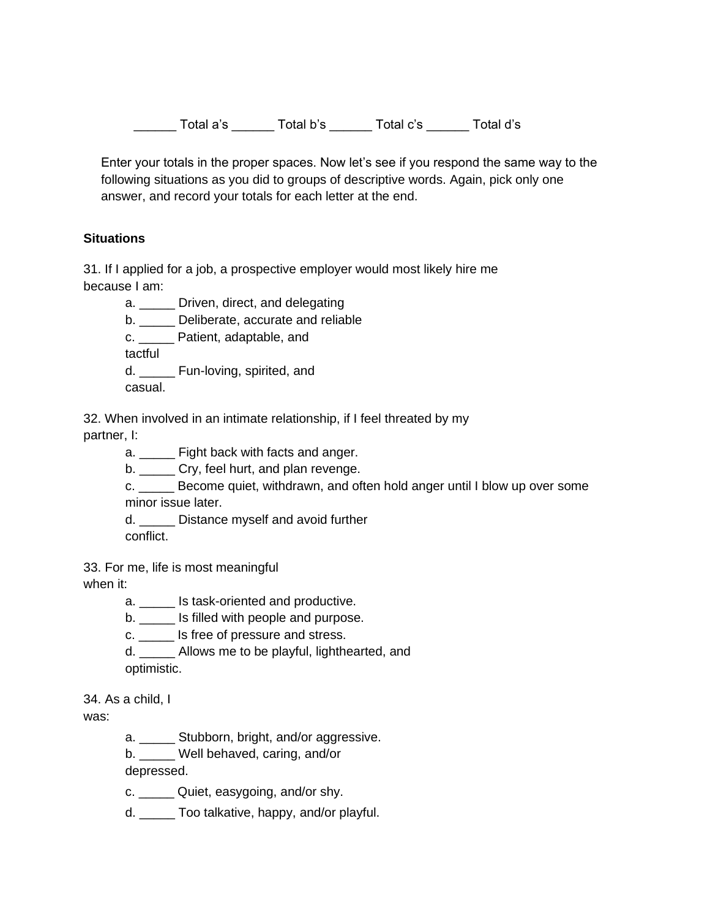______ Total a's ______ Total b's ______ Total c's ______ Total d's

Enter your totals in the proper spaces. Now let's see if you respond the same way to the following situations as you did to groups of descriptive words. Again, pick only one answer, and record your totals for each letter at the end.

**Situations**

31. If I applied for a job, a prospective employer would most likely hire me because I am:

    a. _____ Driven, direct, and delegating
    b. _____ Deliberate, accurate and reliable
    c. _____ Patient, adaptable, and tactful
    d. _____ Fun-loving, spirited, and casual.

32. When involved in an intimate relationship, if I feel threated by my partner, I:

    a. _____ Fight back with facts and anger.
    b. _____ Cry, feel hurt, and plan revenge.
    c. _____ Become quiet, withdrawn, and often hold anger until I blow up over some minor issue later.
    d. _____ Distance myself and avoid further conflict.

33. For me, life is most meaningful when it:

    a. _____ Is task-oriented and productive.
    b. _____ Is filled with people and purpose.
    c. _____ Is free of pressure and stress.
    d. _____ Allows me to be playful, lighthearted, and optimistic.

34. As a child, I was:

    a. _____ Stubborn, bright, and/or aggressive.
    b. _____ Well behaved, caring, and/or depressed.
    c. _____ Quiet, easygoing, and/or shy.
    d. _____ Too talkative, happy, and/or playful.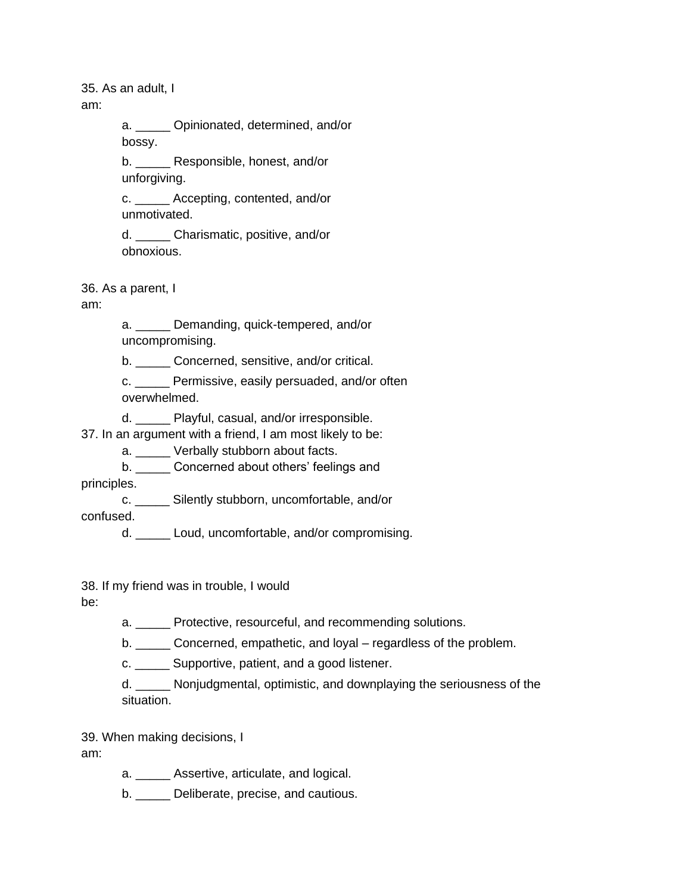35. As an adult, I am:

a. _____ Opinionated, determined, and/or bossy.

b. _____ Responsible, honest, and/or unforgiving.

c. _____ Accepting, contented, and/or unmotivated.

d. _____ Charismatic, positive, and/or obnoxious.

36. As a parent, I am:

a. _____ Demanding, quick-tempered, and/or uncompromising.

b. _____ Concerned, sensitive, and/or critical.

c. _____ Permissive, easily persuaded, and/or often overwhelmed.

d. _____ Playful, casual, and/or irresponsible.

37. In an argument with a friend, I am most likely to be:

a. _____ Verbally stubborn about facts.

b. _____ Concerned about others' feelings and principles.

c. _____ Silently stubborn, uncomfortable, and/or confused.

d. _____ Loud, uncomfortable, and/or compromising.

38. If my friend was in trouble, I would be:

a. _____ Protective, resourceful, and recommending solutions.

b. _____ Concerned, empathetic, and loyal – regardless of the problem.

c. _____ Supportive, patient, and a good listener.

d. _____ Nonjudgmental, optimistic, and downplaying the seriousness of the situation.

39. When making decisions, I am:

a. _____ Assertive, articulate, and logical.

b. _____ Deliberate, precise, and cautious.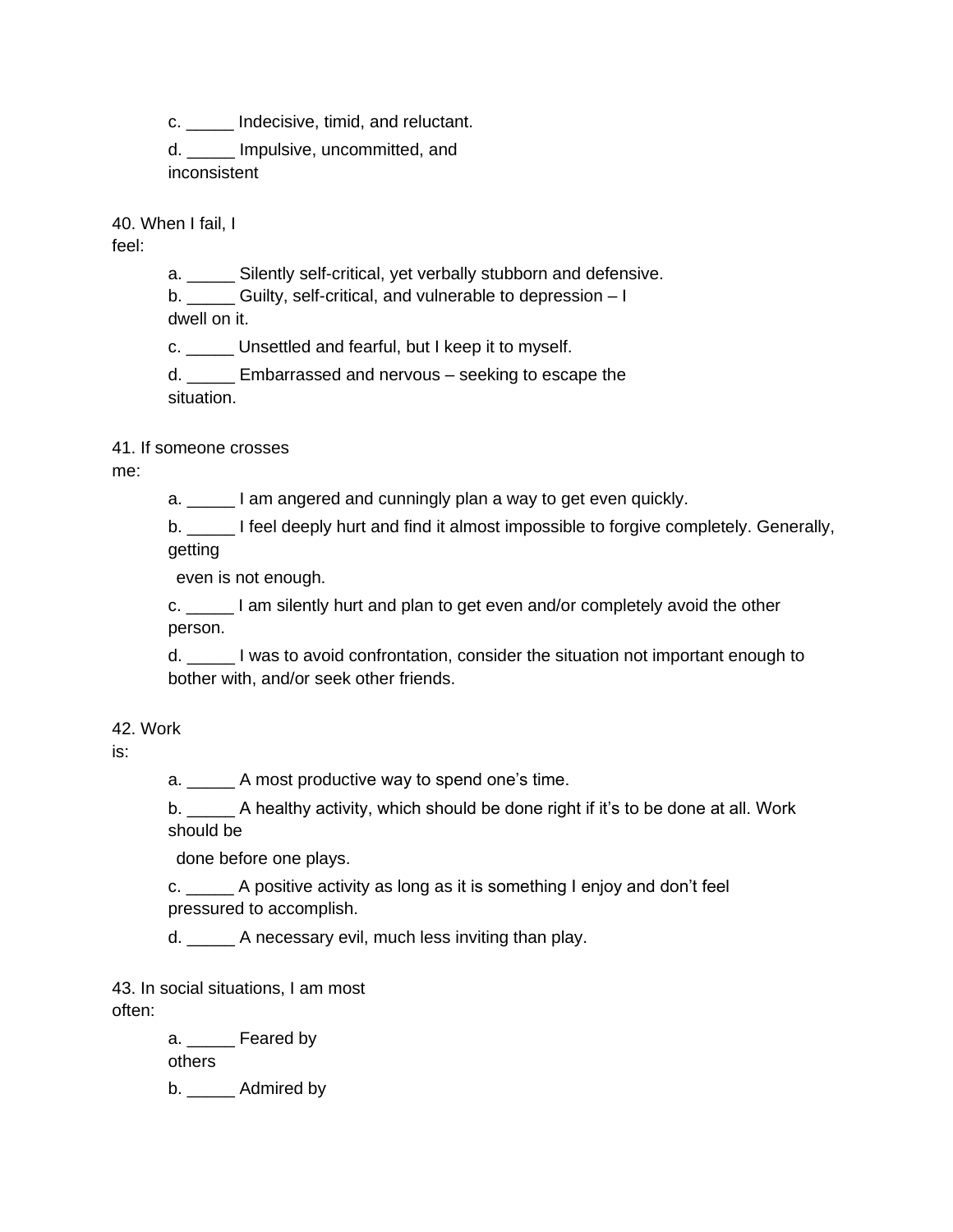c. _____ Indecisive, timid, and reluctant.

d. _____ Impulsive, uncommitted, and inconsistent

40. When I fail, I feel:

a. _____ Silently self-critical, yet verbally stubborn and defensive.

b. _____ Guilty, self-critical, and vulnerable to depression – I dwell on it.

c. _____ Unsettled and fearful, but I keep it to myself.

d. _____ Embarrassed and nervous – seeking to escape the situation.

41. If someone crosses me:

a. _____ I am angered and cunningly plan a way to get even quickly.

b. _____ I feel deeply hurt and find it almost impossible to forgive completely. Generally, getting even is not enough.

c. _____ I am silently hurt and plan to get even and/or completely avoid the other person.

d. _____ I was to avoid confrontation, consider the situation not important enough to bother with, and/or seek other friends.

42. Work is:

a. _____ A most productive way to spend one's time.

b. _____ A healthy activity, which should be done right if it's to be done at all. Work should be done before one plays.

c. _____ A positive activity as long as it is something I enjoy and don't feel pressured to accomplish.

d. _____ A necessary evil, much less inviting than play.

43. In social situations, I am most often:

a. _____ Feared by others

b. _____ Admired by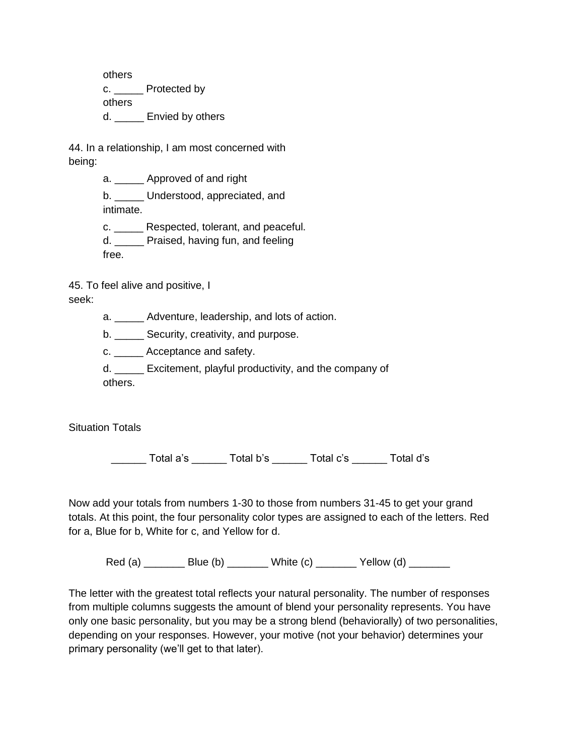others

c. _____ Protected by others

d. _____ Envied by others

44. In a relationship, I am most concerned with being:

a. _____ Approved of and right

b. _____ Understood, appreciated, and intimate.

c. _____ Respected, tolerant, and peaceful.

d. _____ Praised, having fun, and feeling free.

45. To feel alive and positive, I seek:

a. _____ Adventure, leadership, and lots of action.

b. _____ Security, creativity, and purpose.

c. _____ Acceptance and safety.

d. _____ Excitement, playful productivity, and the company of others.

Situation Totals

______ Total a's ______ Total b's ______ Total c's ______ Total d's

Now add your totals from numbers 1-30 to those from numbers 31-45 to get your grand totals. At this point, the four personality color types are assigned to each of the letters. Red for a, Blue for b, White for c, and Yellow for d.

Red (a) _______ Blue (b) _______ White (c) _______ Yellow (d) _______

The letter with the greatest total reflects your natural personality. The number of responses from multiple columns suggests the amount of blend your personality represents. You have only one basic personality, but you may be a strong blend (behaviorally) of two personalities, depending on your responses. However, your motive (not your behavior) determines your primary personality (we'll get to that later).